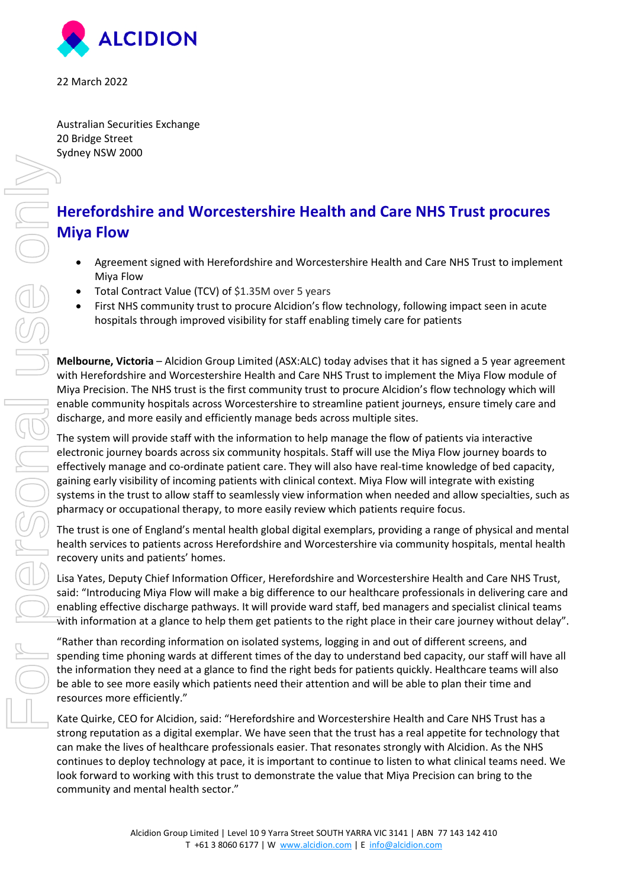ALCIDION

22 March 2022

Australian Securities Exchange
20 Bridge Street
Sydney NSW 2000

# Herefordshire and Worcestershire Health and Care NHS Trust procures Miya Flow

- Agreement signed with Herefordshire and Worcestershire Health and Care NHS Trust to implement Miya Flow
- Total Contract Value (TCV) of $1.35M over 5 years
- First NHS community trust to procure Alcidion's flow technology, following impact seen in acute hospitals through improved visibility for staff enabling timely care for patients

**Melbourne, Victoria** – Alcidion Group Limited (ASX:ALC) today advises that it has signed a 5 year agreement with Herefordshire and Worcestershire Health and Care NHS Trust to implement the Miya Flow module of Miya Precision. The NHS trust is the first community trust to procure Alcidion's flow technology which will enable community hospitals across Worcestershire to streamline patient journeys, ensure timely care and discharge, and more easily and efficiently manage beds across multiple sites.

The system will provide staff with the information to help manage the flow of patients via interactive electronic journey boards across six community hospitals. Staff will use the Miya Flow journey boards to effectively manage and co-ordinate patient care. They will also have real-time knowledge of bed capacity, gaining early visibility of incoming patients with clinical context. Miya Flow will integrate with existing systems in the trust to allow staff to seamlessly view information when needed and allow specialties, such as pharmacy or occupational therapy, to more easily review which patients require focus.

The trust is one of England's mental health global digital exemplars, providing a range of physical and mental health services to patients across Herefordshire and Worcestershire via community hospitals, mental health recovery units and patients' homes.

Lisa Yates, Deputy Chief Information Officer, Herefordshire and Worcestershire Health and Care NHS Trust, said: "Introducing Miya Flow will make a big difference to our healthcare professionals in delivering care and enabling effective discharge pathways. It will provide ward staff, bed managers and specialist clinical teams with information at a glance to help them get patients to the right place in their care journey without delay".

"Rather than recording information on isolated systems, logging in and out of different screens, and spending time phoning wards at different times of the day to understand bed capacity, our staff will have all the information they need at a glance to find the right beds for patients quickly. Healthcare teams will also be able to see more easily which patients need their attention and will be able to plan their time and resources more efficiently."

Kate Quirke, CEO for Alcidion, said: "Herefordshire and Worcestershire Health and Care NHS Trust has a strong reputation as a digital exemplar. We have seen that the trust has a real appetite for technology that can make the lives of healthcare professionals easier. That resonates strongly with Alcidion. As the NHS continues to deploy technology at pace, it is important to continue to listen to what clinical teams need. We look forward to working with this trust to demonstrate the value that Miya Precision can bring to the community and mental health sector."

Alcidion Group Limited | Level 10 9 Yarra Street SOUTH YARRA VIC 3141 | ABN 77 143 142 410
T +61 3 8060 6177 | W www.alcidion.com | E info@alcidion.com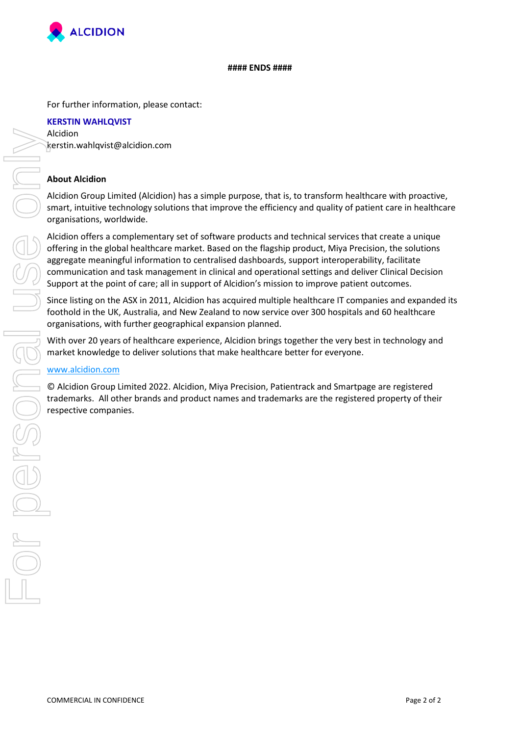#### ENDS ####

For further information, please contact:

**KERSTIN WAHLQVIST**
Alcidion
kerstin.wahlqvist@alcidion.com

**About Alcidion**

Alcidion Group Limited (Alcidion) has a simple purpose, that is, to transform healthcare with proactive, smart, intuitive technology solutions that improve the efficiency and quality of patient care in healthcare organisations, worldwide.

Alcidion offers a complementary set of software products and technical services that create a unique offering in the global healthcare market. Based on the flagship product, Miya Precision, the solutions aggregate meaningful information to centralised dashboards, support interoperability, facilitate communication and task management in clinical and operational settings and deliver Clinical Decision Support at the point of care; all in support of Alcidion's mission to improve patient outcomes.

Since listing on the ASX in 2011, Alcidion has acquired multiple healthcare IT companies and expanded its foothold in the UK, Australia, and New Zealand to now service over 300 hospitals and 60 healthcare organisations, with further geographical expansion planned.

With over 20 years of healthcare experience, Alcidion brings together the very best in technology and market knowledge to deliver solutions that make healthcare better for everyone.

www.alcidion.com

© Alcidion Group Limited 2022. Alcidion, Miya Precision, Patientrack and Smartpage are registered trademarks. All other brands and product names and trademarks are the registered property of their respective companies.